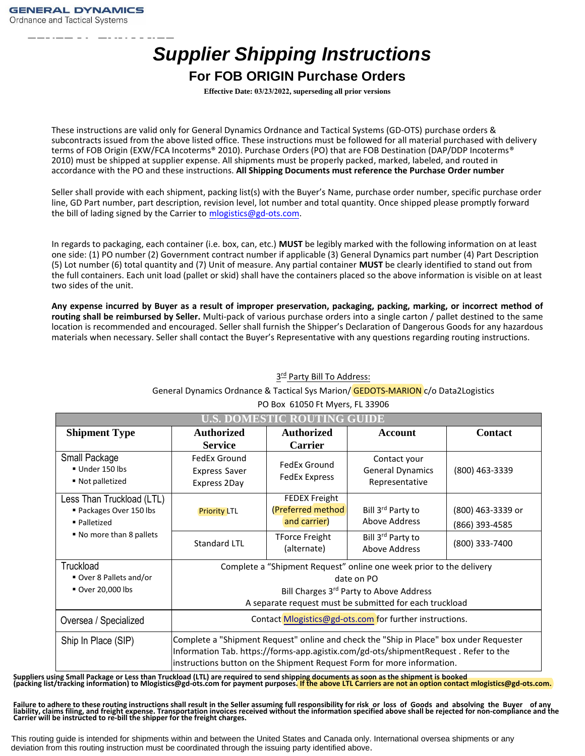**GENERAL DYNAMICS**
Ordnance and Tactical Systems

# Supplier Shipping Instructions

## For FOB ORIGIN Purchase Orders

**Effective Date: 03/23/2022, superseding all prior versions**

These instructions are valid only for General Dynamics Ordnance and Tactical Systems (GD-OTS) purchase orders & subcontracts issued from the above listed office. These instructions must be followed for all material purchased with delivery terms of FOB Origin (EXW/FCA Incoterms® 2010). Purchase Orders (PO) that are FOB Destination (DAP/DDP Incoterms® 2010) must be shipped at supplier expense. All shipments must be properly packed, marked, labeled, and routed in accordance with the PO and these instructions. **All Shipping Documents must reference the Purchase Order number**

Seller shall provide with each shipment, packing list(s) with the Buyer's Name, purchase order number, specific purchase order line, GD Part number, part description, revision level, lot number and total quantity. Once shipped please promptly forward the bill of lading signed by the Carrier to mlogistics@gd-ots.com.

In regards to packaging, each container (i.e. box, can, etc.) **MUST** be legibly marked with the following information on at least one side: (1) PO number (2) Government contract number if applicable (3) General Dynamics part number (4) Part Description (5) Lot number (6) total quantity and (7) Unit of measure. Any partial container **MUST** be clearly identified to stand out from the full containers. Each unit load (pallet or skid) shall have the containers placed so the above information is visible on at least two sides of the unit.

**Any expense incurred by Buyer as a result of improper preservation, packaging, packing, marking, or incorrect method of routing shall be reimbursed by Seller.** Multi-pack of various purchase orders into a single carton / pallet destined to the same location is recommended and encouraged. Seller shall furnish the Shipper's Declaration of Dangerous Goods for any hazardous materials when necessary. Seller shall contact the Buyer's Representative with any questions regarding routing instructions.

3rd Party Bill To Address:
General Dynamics Ordnance & Tactical Sys Marion/ GEDOTS-MARION c/o Data2Logistics
PO Box 61050 Ft Myers, FL 33906

| U.S. DOMESTIC ROUTING GUIDE | | | | |
|---|---|---|---|---|
| **Shipment Type** | **Authorized Service** | **Authorized Carrier** | **Account** | **Contact** |
| Small Package<br>▪ Under 150 lbs<br>▪ Not palletized | FedEx Ground<br>Express Saver<br>Express 2Day | FedEx Ground<br>FedEx Express | Contact your General Dynamics Representative | (800) 463-3339 |
| Less Than Truckload (LTL)<br>▪ Packages Over 150 lbs<br>▪ Palletized<br>▪ No more than 8 pallets | Priority LTL | FEDEX Freight (Preferred method and carrier) | Bill 3rd Party to Above Address | (800) 463-3339 or (866) 393-4585 |
| | Standard LTL | TForce Freight (alternate) | Bill 3rd Party to Above Address | (800) 333-7400 |
| Truckload<br>▪ Over 8 Pallets and/or<br>▪ Over 20,000 lbs | Complete a "Shipment Request" online one week prior to the delivery date on PO<br>Bill Charges 3rd Party to Above Address<br>A separate request must be submitted for each truckload | | | |
| Oversea / Specialized | Contact Mlogistics@gd-ots.com for further instructions. | | | |
| Ship In Place (SIP) | Complete a "Shipment Request" online and check the "Ship in Place" box under Requester Information Tab. https://forms-app.agistix.com/gd-ots/shipmentRequest . Refer to the instructions button on the Shipment Request Form for more information. | | | |

**Suppliers using Small Package or Less than Truckload (LTL) are required to send shipping documents as soon as the shipment is booked (packing list/tracking information) to Mlogistics@gd-ots.com for payment purposes. If the above LTL Carriers are not an option contact mlogistics@gd-ots.com.**

**Failure to adhere to these routing instructions shall result in the Seller assuming full responsibility for risk or loss of Goods and absolving the Buyer of any liability, claims filing, and freight expense. Transportation invoices received without the information specified above shall be rejected for non-compliance and the Carrier will be instructed to re-bill the shipper for the freight charges.**

This routing guide is intended for shipments within and between the United States and Canada only. International oversea shipments or any deviation from this routing instruction must be coordinated through the issuing party identified above.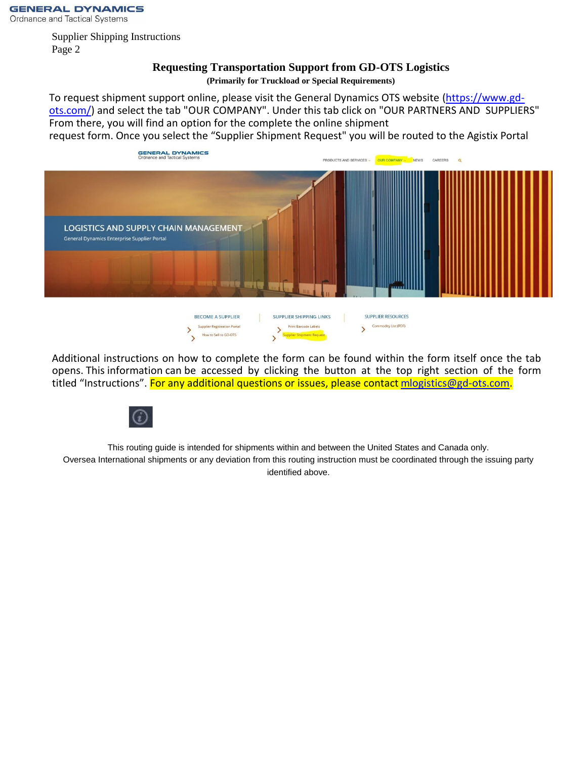## Requesting Transportation Support from GD-OTS Logistics

**(Primarily for Truckload or Special Requirements)**

To request shipment support online, please visit the General Dynamics OTS website (https://www.gd-ots.com/) and select the tab "OUR COMPANY". Under this tab click on "OUR PARTNERS AND SUPPLIERS" From there, you will find an option for the complete the online shipment request form. Once you select the "Supplier Shipment Request" you will be routed to the Agistix Portal

GENERAL DYNAMICS
Ordnance and Tactical Systems

PRODUCTS AND SERVICES OUR COMPANY NEWS CAREERS

LOGISTICS AND SUPPLY CHAIN MANAGEMENT
General Dynamics Enterprise Supplier Portal

BECOME A SUPPLIER
Supplier Registration Portal
How to Sell to GD-OTS

SUPPLIER SHIPPING LINKS
Print Barcode Labels
Supplier Shipment Request

SUPPLIER RESOURCES
Commodity List (PDF)

Additional instructions on how to complete the form can be found within the form itself once the tab opens. This information can be accessed by clicking the button at the top right section of the form titled "Instructions". For any additional questions or issues, please contact mlogistics@gd-ots.com.

This routing guide is intended for shipments within and between the United States and Canada only. Oversea International shipments or any deviation from this routing instruction must be coordinated through the issuing party identified above.